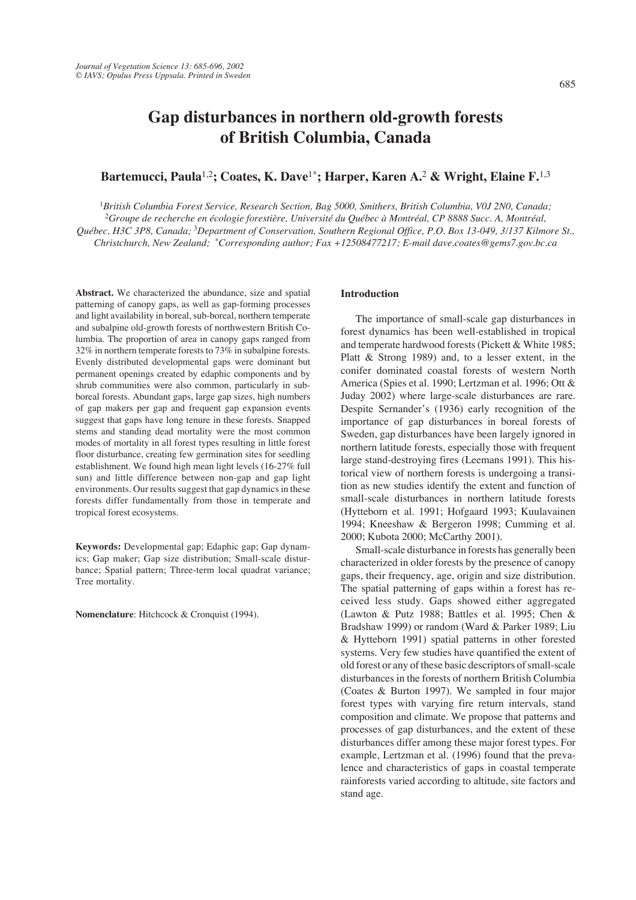# Gap disturbances in northern old-growth forests of British Columbia, Canada

**Bartemucci, Paula[1,2]; Coates, K. Dave[1*]; Harper, Karen A.[2] & Wright, Elaine F.[1,3]**

[1]*British Columbia Forest Service, Research Section, Bag 5000, Smithers, British Columbia, V0J 2N0, Canada;* [2]*Groupe de recherche en écologie forestière, Université du Québec à Montréal, CP 8888 Succ. A, Montréal, Québec, H3C 3P8, Canada;* [3]*Department of Conservation, Southern Regional Office, P.O. Box 13-049, 3/137 Kilmore St., Christchurch, New Zealand;* [*]*Corresponding author; Fax +12508477217; E-mail dave.coates@gems7.gov.bc.ca*

**Abstract.** We characterized the abundance, size and spatial patterning of canopy gaps, as well as gap-forming processes and light availability in boreal, sub-boreal, northern temperate and subalpine old-growth forests of northwestern British Columbia. The proportion of area in canopy gaps ranged from 32% in northern temperate forests to 73% in subalpine forests. Evenly distributed developmental gaps were dominant but permanent openings created by edaphic components and by shrub communities were also common, particularly in sub-boreal forests. Abundant gaps, large gap sizes, high numbers of gap makers per gap and frequent gap expansion events suggest that gaps have long tenure in these forests. Snapped stems and standing dead mortality were the most common modes of mortality in all forest types resulting in little forest floor disturbance, creating few germination sites for seedling establishment. We found high mean light levels (16-27% full sun) and little difference between non-gap and gap light environments. Our results suggest that gap dynamics in these forests differ fundamentally from those in temperate and tropical forest ecosystems.

**Keywords:** Developmental gap; Edaphic gap; Gap dynamics; Gap maker; Gap size distribution; Small-scale disturbance; Spatial pattern; Three-term local quadrat variance; Tree mortality.

**Nomenclature**: Hitchcock & Cronquist (1994).

## Introduction

The importance of small-scale gap disturbances in forest dynamics has been well-established in tropical and temperate hardwood forests (Pickett & White 1985; Platt & Strong 1989) and, to a lesser extent, in the conifer dominated coastal forests of western North America (Spies et al. 1990; Lertzman et al. 1996; Ott & Juday 2002) where large-scale disturbances are rare. Despite Sernander's (1936) early recognition of the importance of gap disturbances in boreal forests of Sweden, gap disturbances have been largely ignored in northern latitude forests, especially those with frequent large stand-destroying fires (Leemans 1991). This historical view of northern forests is undergoing a transition as new studies identify the extent and function of small-scale disturbances in northern latitude forests (Hytteborn et al. 1991; Hofgaard 1993; Kuulavainen 1994; Kneeshaw & Bergeron 1998; Cumming et al. 2000; Kubota 2000; McCarthy 2001).

Small-scale disturbance in forests has generally been characterized in older forests by the presence of canopy gaps, their frequency, age, origin and size distribution. The spatial patterning of gaps within a forest has received less study. Gaps showed either aggregated (Lawton & Putz 1988; Battles et al. 1995; Chen & Bradshaw 1999) or random (Ward & Parker 1989; Liu & Hytteborn 1991) spatial patterns in other forested systems. Very few studies have quantified the extent of old forest or any of these basic descriptors of small-scale disturbances in the forests of northern British Columbia (Coates & Burton 1997). We sampled in four major forest types with varying fire return intervals, stand composition and climate. We propose that patterns and processes of gap disturbances, and the extent of these disturbances differ among these major forest types. For example, Lertzman et al. (1996) found that the prevalence and characteristics of gaps in coastal temperate rainforests varied according to altitude, site factors and stand age.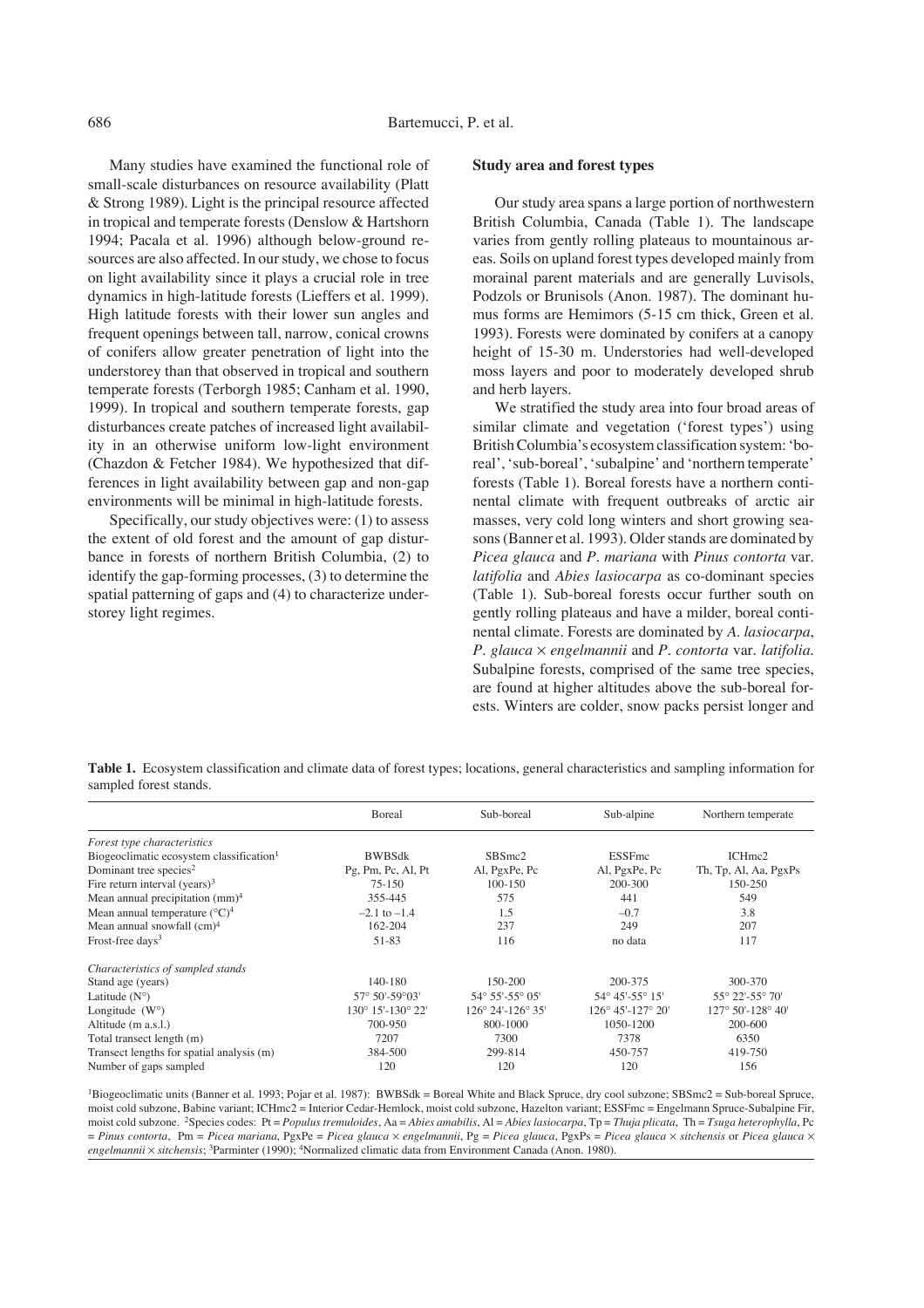Many studies have examined the functional role of small-scale disturbances on resource availability (Platt & Strong 1989). Light is the principal resource affected in tropical and temperate forests (Denslow & Hartshorn 1994; Pacala et al. 1996) although below-ground resources are also affected. In our study, we chose to focus on light availability since it plays a crucial role in tree dynamics in high-latitude forests (Lieffers et al. 1999). High latitude forests with their lower sun angles and frequent openings between tall, narrow, conical crowns of conifers allow greater penetration of light into the understorey than that observed in tropical and southern temperate forests (Terborgh 1985; Canham et al. 1990, 1999). In tropical and southern temperate forests, gap disturbances create patches of increased light availability in an otherwise uniform low-light environment (Chazdon & Fetcher 1984). We hypothesized that differences in light availability between gap and non-gap environments will be minimal in high-latitude forests.

Specifically, our study objectives were: (1) to assess the extent of old forest and the amount of gap disturbance in forests of northern British Columbia, (2) to identify the gap-forming processes, (3) to determine the spatial patterning of gaps and (4) to characterize understorey light regimes.

## Study area and forest types

Our study area spans a large portion of northwestern British Columbia, Canada (Table 1). The landscape varies from gently rolling plateaus to mountainous areas. Soils on upland forest types developed mainly from morainal parent materials and are generally Luvisols, Podzols or Brunisols (Anon. 1987). The dominant humus forms are Hemimors (5-15 cm thick, Green et al. 1993). Forests were dominated by conifers at a canopy height of 15-30 m. Understories had well-developed moss layers and poor to moderately developed shrub and herb layers.

We stratified the study area into four broad areas of similar climate and vegetation ('forest types') using British Columbia's ecosystem classification system: 'boreal', 'sub-boreal', 'subalpine' and 'northern temperate' forests (Table 1). Boreal forests have a northern continental climate with frequent outbreaks of arctic air masses, very cold long winters and short growing seasons (Banner et al. 1993). Older stands are dominated by *Picea glauca* and *P. mariana* with *Pinus contorta* var. *latifolia* and *Abies lasiocarpa* as co-dominant species (Table 1). Sub-boreal forests occur further south on gently rolling plateaus and have a milder, boreal continental climate. Forests are dominated by *A. lasiocarpa*, *P. glauca* × *engelmannii* and *P. contorta* var. *latifolia*. Subalpine forests, comprised of the same tree species, are found at higher altitudes above the sub-boreal forests. Winters are colder, snow packs persist longer and

**Table 1.** Ecosystem classification and climate data of forest types; locations, general characteristics and sampling information for sampled forest stands.

| | Boreal | Sub-boreal | Sub-alpine | Northern temperate |
|---|---|---|---|---|
| *Forest type characteristics* | | | | |
| Biogeoclimatic ecosystem classification[1] | BWBSdk | SBSmc2 | ESSFmc | ICHmc2 |
| Dominant tree species[2] | Pg, Pm, Pc, Al, Pt | Al, PgxPe, Pc | Al, PgxPe, Pc | Th, Tp, Al, Aa, PgxPs |
| Fire return interval (years)[3] | 75-150 | 100-150 | 200-300 | 150-250 |
| Mean annual precipitation (mm)[4] | 355-445 | 575 | 441 | 549 |
| Mean annual temperature (°C)[4] | –2.1 to –1.4 | 1.5 | –0.7 | 3.8 |
| Mean annual snowfall (cm)[4] | 162-204 | 237 | 249 | 207 |
| Frost-free days[3] | 51-83 | 116 | no data | 117 |
| *Characteristics of sampled stands* | | | | |
| Stand age (years) | 140-180 | 150-200 | 200-375 | 300-370 |
| Latitude (N°) | 57° 50'-59°03' | 54° 55'-55° 05' | 54° 45'-55° 15' | 55° 22'-55° 70' |
| Longitude (W°) | 130° 15'-130° 22' | 126° 24'-126° 35' | 126° 45'-127° 20' | 127° 50'-128° 40' |
| Altitude (m a.s.l.) | 700-950 | 800-1000 | 1050-1200 | 200-600 |
| Total transect length (m) | 7207 | 7300 | 7378 | 6350 |
| Transect lengths for spatial analysis (m) | 384-500 | 299-814 | 450-757 | 419-750 |
| Number of gaps sampled | 120 | 120 | 120 | 156 |

[1]Biogeoclimatic units (Banner et al. 1993; Pojar et al. 1987): BWBSdk = Boreal White and Black Spruce, dry cool subzone; SBSmc2 = Sub-boreal Spruce, moist cold subzone, Babine variant; ICHmc2 = Interior Cedar-Hemlock, moist cold subzone, Hazelton variant; ESSFmc = Engelmann Spruce-Subalpine Fir, moist cold subzone. [2]Species codes: Pt = *Populus tremuloides*, Aa = *Abies amabilis*, Al = *Abies lasiocarpa*, Tp = *Thuja plicata*, Th = *Tsuga heterophylla*, Pc = *Pinus contorta*, Pm = *Picea mariana*, PgxPe = *Picea glauca* × *engelmannii*, Pg = *Picea glauca*, PgxPs = *Picea glauca* × *sitchensis* or *Picea glauca* × *engelmannii* × *sitchensis*; [3]Parminter (1990); [4]Normalized climatic data from Environment Canada (Anon. 1980).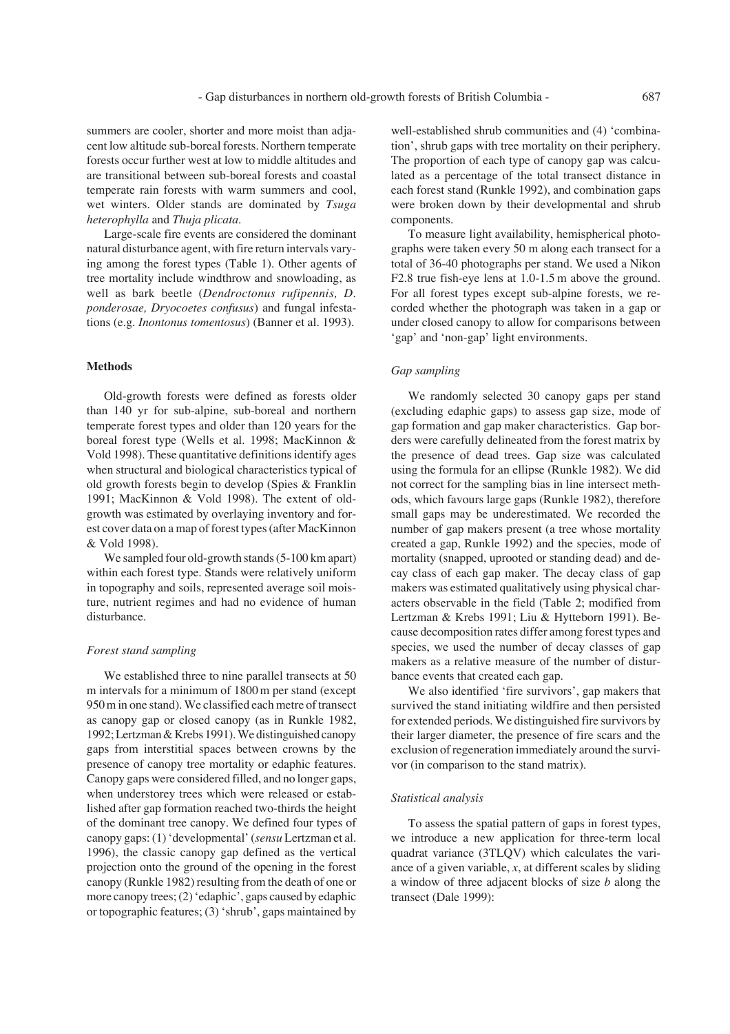summers are cooler, shorter and more moist than adjacent low altitude sub-boreal forests. Northern temperate forests occur further west at low to middle altitudes and are transitional between sub-boreal forests and coastal temperate rain forests with warm summers and cool, wet winters. Older stands are dominated by *Tsuga heterophylla* and *Thuja plicata*.

Large-scale fire events are considered the dominant natural disturbance agent, with fire return intervals varying among the forest types (Table 1). Other agents of tree mortality include windthrow and snowloading, as well as bark beetle (*Dendroctonus rufipennis, D. ponderosae, Dryocoetes confusus*) and fungal infestations (e.g. *Inontonus tomentosus*) (Banner et al. 1993).

## Methods

Old-growth forests were defined as forests older than 140 yr for sub-alpine, sub-boreal and northern temperate forest types and older than 120 years for the boreal forest type (Wells et al. 1998; MacKinnon & Vold 1998). These quantitative definitions identify ages when structural and biological characteristics typical of old growth forests begin to develop (Spies & Franklin 1991; MacKinnon & Vold 1998). The extent of old-growth was estimated by overlaying inventory and forest cover data on a map of forest types (after MacKinnon & Vold 1998).

We sampled four old-growth stands (5-100 km apart) within each forest type. Stands were relatively uniform in topography and soils, represented average soil moisture, nutrient regimes and had no evidence of human disturbance.

### *Forest stand sampling*

We established three to nine parallel transects at 50 m intervals for a minimum of 1800 m per stand (except 950 m in one stand). We classified each metre of transect as canopy gap or closed canopy (as in Runkle 1982, 1992; Lertzman & Krebs 1991). We distinguished canopy gaps from interstitial spaces between crowns by the presence of canopy tree mortality or edaphic features. Canopy gaps were considered filled, and no longer gaps, when understorey trees which were released or established after gap formation reached two-thirds the height of the dominant tree canopy. We defined four types of canopy gaps: (1) 'developmental' (*sensu* Lertzman et al. 1996), the classic canopy gap defined as the vertical projection onto the ground of the opening in the forest canopy (Runkle 1982) resulting from the death of one or more canopy trees; (2) 'edaphic', gaps caused by edaphic or topographic features; (3) 'shrub', gaps maintained by well-established shrub communities and (4) 'combination', shrub gaps with tree mortality on their periphery. The proportion of each type of canopy gap was calculated as a percentage of the total transect distance in each forest stand (Runkle 1992), and combination gaps were broken down by their developmental and shrub components.

To measure light availability, hemispherical photographs were taken every 50 m along each transect for a total of 36-40 photographs per stand. We used a Nikon F2.8 true fish-eye lens at 1.0-1.5 m above the ground. For all forest types except sub-alpine forests, we recorded whether the photograph was taken in a gap or under closed canopy to allow for comparisons between 'gap' and 'non-gap' light environments.

### *Gap sampling*

We randomly selected 30 canopy gaps per stand (excluding edaphic gaps) to assess gap size, mode of gap formation and gap maker characteristics. Gap borders were carefully delineated from the forest matrix by the presence of dead trees. Gap size was calculated using the formula for an ellipse (Runkle 1982). We did not correct for the sampling bias in line intersect methods, which favours large gaps (Runkle 1982), therefore small gaps may be underestimated. We recorded the number of gap makers present (a tree whose mortality created a gap, Runkle 1992) and the species, mode of mortality (snapped, uprooted or standing dead) and decay class of each gap maker. The decay class of gap makers was estimated qualitatively using physical characters observable in the field (Table 2; modified from Lertzman & Krebs 1991; Liu & Hytteborn 1991). Because decomposition rates differ among forest types and species, we used the number of decay classes of gap makers as a relative measure of the number of disturbance events that created each gap.

We also identified 'fire survivors', gap makers that survived the stand initiating wildfire and then persisted for extended periods. We distinguished fire survivors by their larger diameter, the presence of fire scars and the exclusion of regeneration immediately around the survivor (in comparison to the stand matrix).

### *Statistical analysis*

To assess the spatial pattern of gaps in forest types, we introduce a new application for three-term local quadrat variance (3TLQV) which calculates the variance of a given variable, $x$, at different scales by sliding a window of three adjacent blocks of size $b$ along the transect (Dale 1999):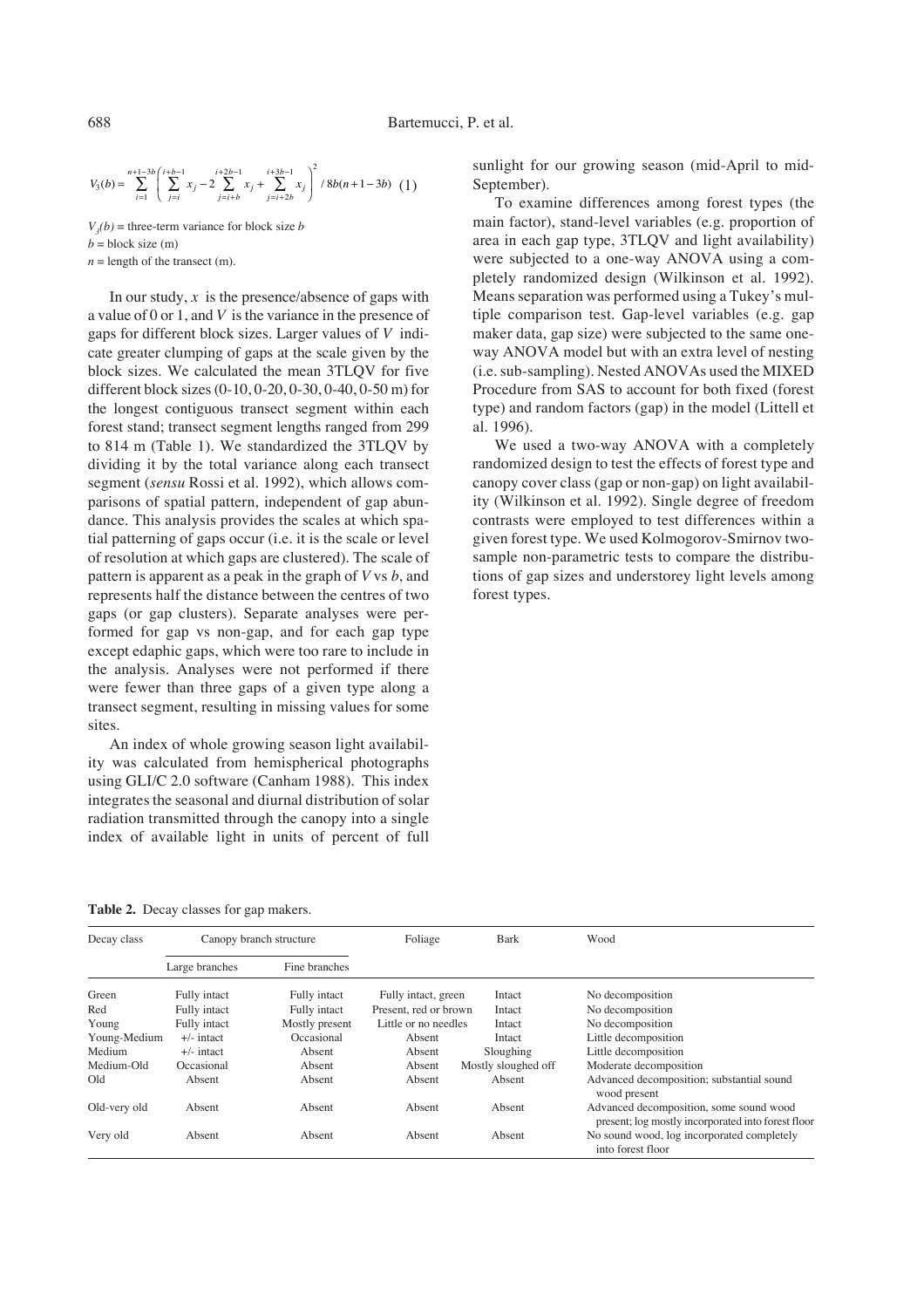$$V_3(b) = \sum_{i=1}^{n+1-3b} \left( \sum_{j=i}^{i+b-1} x_j - 2 \sum_{j=i+b}^{i+2b-1} x_j + \sum_{j=i+2b}^{i+3b-1} x_j \right)^2 / 8b(n+1-3b) \quad (1)$$

$V_3(b)$ = three-term variance for block size $b$
$b$ = block size (m)
$n$ = length of the transect (m).

In our study, $x$ is the presence/absence of gaps with a value of 0 or 1, and $V$ is the variance in the presence of gaps for different block sizes. Larger values of $V$ indicate greater clumping of gaps at the scale given by the block sizes. We calculated the mean 3TLQV for five different block sizes (0-10, 0-20, 0-30, 0-40, 0-50 m) for the longest contiguous transect segment within each forest stand; transect segment lengths ranged from 299 to 814 m (Table 1). We standardized the 3TLQV by dividing it by the total variance along each transect segment (*sensu* Rossi et al. 1992), which allows comparisons of spatial pattern, independent of gap abundance. This analysis provides the scales at which spatial patterning of gaps occur (i.e. it is the scale or level of resolution at which gaps are clustered). The scale of pattern is apparent as a peak in the graph of $V$ vs $b$, and represents half the distance between the centres of two gaps (or gap clusters). Separate analyses were performed for gap vs non-gap, and for each gap type except edaphic gaps, which were too rare to include in the analysis. Analyses were not performed if there were fewer than three gaps of a given type along a transect segment, resulting in missing values for some sites.

An index of whole growing season light availability was calculated from hemispherical photographs using GLI/C 2.0 software (Canham 1988). This index integrates the seasonal and diurnal distribution of solar radiation transmitted through the canopy into a single index of available light in units of percent of full sunlight for our growing season (mid-April to mid-September).

To examine differences among forest types (the main factor), stand-level variables (e.g. proportion of area in each gap type, 3TLQV and light availability) were subjected to a one-way ANOVA using a completely randomized design (Wilkinson et al. 1992). Means separation was performed using a Tukey's multiple comparison test. Gap-level variables (e.g. gap maker data, gap size) were subjected to the same one-way ANOVA model but with an extra level of nesting (i.e. sub-sampling). Nested ANOVAs used the MIXED Procedure from SAS to account for both fixed (forest type) and random factors (gap) in the model (Littell et al. 1996).

We used a two-way ANOVA with a completely randomized design to test the effects of forest type and canopy cover class (gap or non-gap) on light availability (Wilkinson et al. 1992). Single degree of freedom contrasts were employed to test differences within a given forest type. We used Kolmogorov-Smirnov two-sample non-parametric tests to compare the distributions of gap sizes and understorey light levels among forest types.

**Table 2.** Decay classes for gap makers.

| Decay class | Canopy branch structure | | Foliage | Bark | Wood |
|---|---|---|---|---|---|
| | Large branches | Fine branches | | | |
| Green | Fully intact | Fully intact | Fully intact, green | Intact | No decomposition |
| Red | Fully intact | Fully intact | Present, red or brown | Intact | No decomposition |
| Young | Fully intact | Mostly present | Little or no needles | Intact | No decomposition |
| Young-Medium | +/- intact | Occasional | Absent | Intact | Little decomposition |
| Medium | +/- intact | Absent | Absent | Sloughing | Little decomposition |
| Medium-Old | Occasional | Absent | Absent | Mostly sloughed off | Moderate decomposition |
| Old | Absent | Absent | Absent | Absent | Advanced decomposition; substantial sound wood present |
| Old-very old | Absent | Absent | Absent | Absent | Advanced decomposition, some sound wood present; log mostly incorporated into forest floor |
| Very old | Absent | Absent | Absent | Absent | No sound wood, log incorporated completely into forest floor |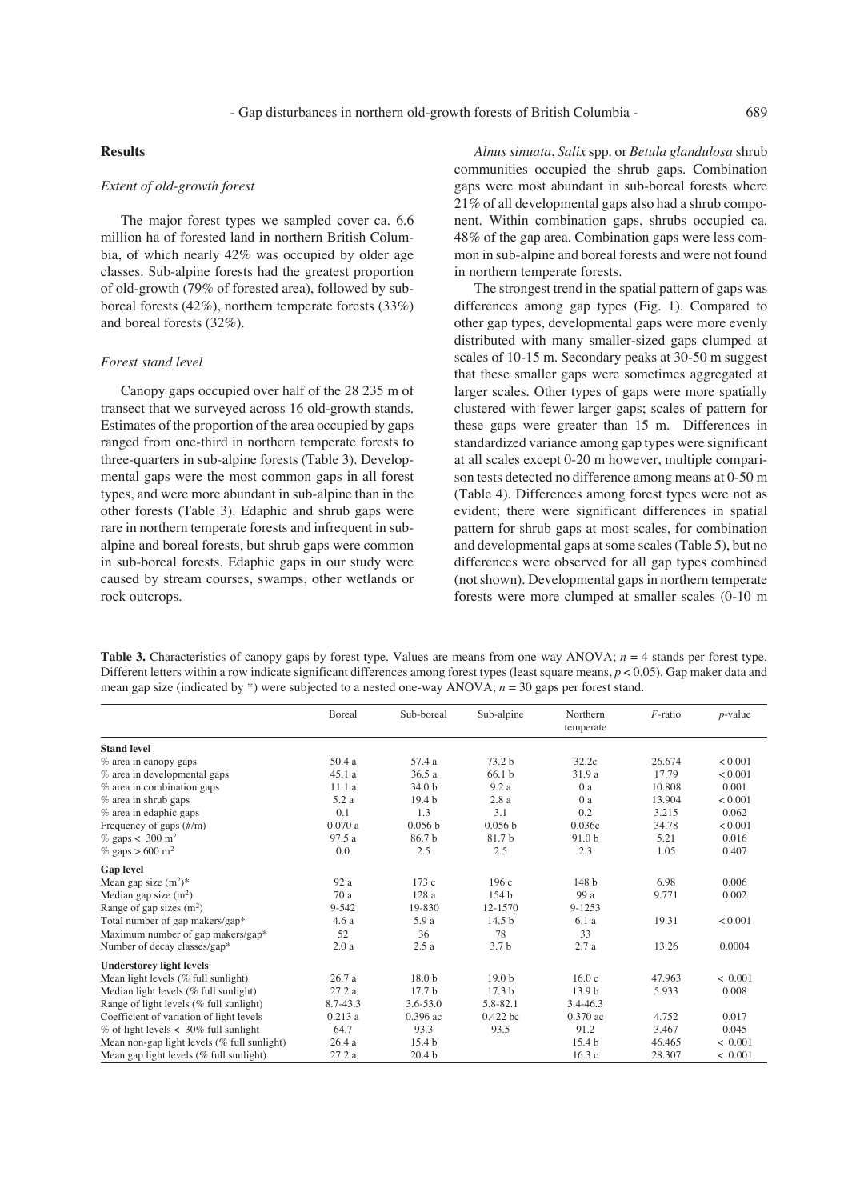## Results

### Extent of old-growth forest

The major forest types we sampled cover ca. 6.6 million ha of forested land in northern British Columbia, of which nearly 42% was occupied by older age classes. Sub-alpine forests had the greatest proportion of old-growth (79% of forested area), followed by sub-boreal forests (42%), northern temperate forests (33%) and boreal forests (32%).

### Forest stand level

Canopy gaps occupied over half of the 28 235 m of transect that we surveyed across 16 old-growth stands. Estimates of the proportion of the area occupied by gaps ranged from one-third in northern temperate forests to three-quarters in sub-alpine forests (Table 3). Developmental gaps were the most common gaps in all forest types, and were more abundant in sub-alpine than in the other forests (Table 3). Edaphic and shrub gaps were rare in northern temperate forests and infrequent in sub-alpine and boreal forests, but shrub gaps were common in sub-boreal forests. Edaphic gaps in our study were caused by stream courses, swamps, other wetlands or rock outcrops.

*Alnus sinuata*, *Salix* spp. or *Betula glandulosa* shrub communities occupied the shrub gaps. Combination gaps were most abundant in sub-boreal forests where 21% of all developmental gaps also had a shrub component. Within combination gaps, shrubs occupied ca. 48% of the gap area. Combination gaps were less common in sub-alpine and boreal forests and were not found in northern temperate forests.

The strongest trend in the spatial pattern of gaps was differences among gap types (Fig. 1). Compared to other gap types, developmental gaps were more evenly distributed with many smaller-sized gaps clumped at scales of 10-15 m. Secondary peaks at 30-50 m suggest that these smaller gaps were sometimes aggregated at larger scales. Other types of gaps were more spatially clustered with fewer larger gaps; scales of pattern for these gaps were greater than 15 m. Differences in standardized variance among gap types were significant at all scales except 0-20 m however, multiple comparison tests detected no difference among means at 0-50 m (Table 4). Differences among forest types were not as evident; there were significant differences in spatial pattern for shrub gaps at most scales, for combination and developmental gaps at some scales (Table 5), but no differences were observed for all gap types combined (not shown). Developmental gaps in northern temperate forests were more clumped at smaller scales (0-10 m

**Table 3.** Characteristics of canopy gaps by forest type. Values are means from one-way ANOVA; $n = 4$ stands per forest type. Different letters within a row indicate significant differences among forest types (least square means, $p < 0.05$). Gap maker data and mean gap size (indicated by *) were subjected to a nested one-way ANOVA; $n = 30$ gaps per forest stand.

| | Boreal | Sub-boreal | Sub-alpine | Northern temperate | $F$-ratio | $p$-value |
|---|---|---|---|---|---|---|
| **Stand level** | | | | | | |
| % area in canopy gaps | 50.4 a | 57.4 a | 73.2 b | 32.2c | 26.674 | < 0.001 |
| % area in developmental gaps | 45.1 a | 36.5 a | 66.1 b | 31.9 a | 17.79 | < 0.001 |
| % area in combination gaps | 11.1 a | 34.0 b | 9.2 a | 0 a | 10.808 | 0.001 |
| % area in shrub gaps | 5.2 a | 19.4 b | 2.8 a | 0 a | 13.904 | < 0.001 |
| % area in edaphic gaps | 0.1 | 1.3 | 3.1 | 0.2 | 3.215 | 0.062 |
| Frequency of gaps (#/m) | 0.070 a | 0.056 b | 0.056 b | 0.036c | 34.78 | < 0.001 |
| % gaps < 300 m$^2$ | 97.5 a | 86.7 b | 81.7 b | 91.0 b | 5.21 | 0.016 |
| % gaps > 600 m$^2$ | 0.0 | 2.5 | 2.5 | 2.3 | 1.05 | 0.407 |
| **Gap level** | | | | | | |
| Mean gap size (m$^2$)* | 92 a | 173 c | 196 c | 148 b | 6.98 | 0.006 |
| Median gap size (m$^2$) | 70 a | 128 a | 154 b | 99 a | 9.771 | 0.002 |
| Range of gap sizes (m$^2$) | 9-542 | 19-830 | 12-1570 | 9-1253 | | |
| Total number of gap makers/gap* | 4.6 a | 5.9 a | 14.5 b | 6.1 a | 19.31 | < 0.001 |
| Maximum number of gap makers/gap* | 52 | 36 | 78 | 33 | | |
| Number of decay classes/gap* | 2.0 a | 2.5 a | 3.7 b | 2.7 a | 13.26 | 0.0004 |
| **Understorey light levels** | | | | | | |
| Mean light levels (% full sunlight) | 26.7 a | 18.0 b | 19.0 b | 16.0 c | 47.963 | < 0.001 |
| Median light levels (% full sunlight) | 27.2 a | 17.7 b | 17.3 b | 13.9 b | 5.933 | 0.008 |
| Range of light levels (% full sunlight) | 8.7-43.3 | 3.6-53.0 | 5.8-82.1 | 3.4-46.3 | | |
| Coefficient of variation of light levels | 0.213 a | 0.396 ac | 0.422 bc | 0.370 ac | 4.752 | 0.017 |
| % of light levels < 30% full sunlight | 64.7 | 93.3 | 93.5 | 91.2 | 3.467 | 0.045 |
| Mean non-gap light levels (% full sunlight) | 26.4 a | 15.4 b | | 15.4 b | 46.465 | < 0.001 |
| Mean gap light levels (% full sunlight) | 27.2 a | 20.4 b | | 16.3 c | 28.307 | < 0.001 |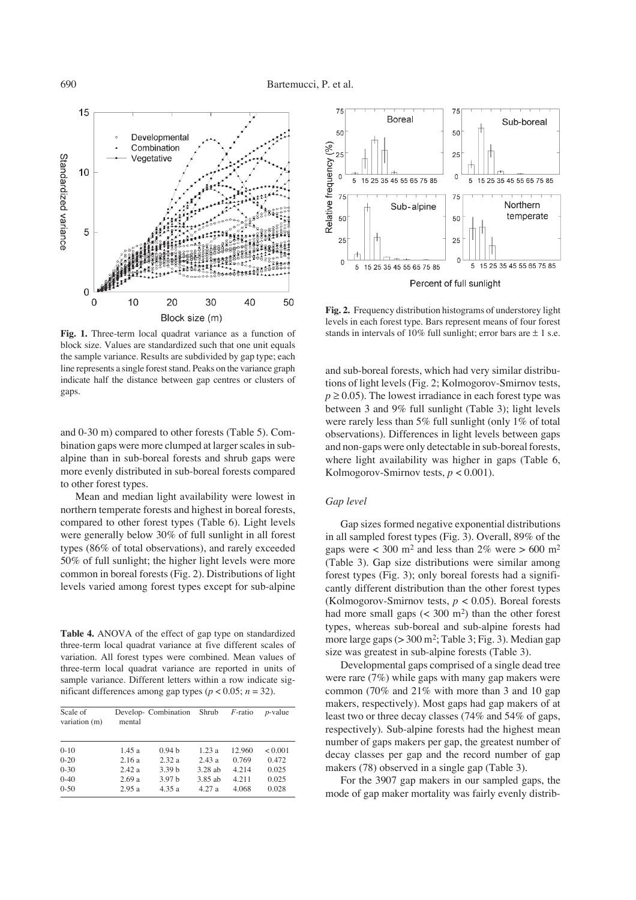15

Developmental
Combination
Vegetative

Standardized variance

10

5

0

0 10 20 30 40 50

Block size (m)

**Fig. 1.** Three-term local quadrat variance as a function of block size. Values are standardized such that one unit equals the sample variance. Results are subdivided by gap type; each line represents a single forest stand. Peaks on the variance graph indicate half the distance between gap centres or clusters of gaps.

Relative frequency (%)

Boreal

Sub-boreal

Sub-alpine

Northern temperate

75 50 25 0

5 15 25 35 45 55 65 75 85

Percent of full sunlight

**Fig. 2.** Frequency distribution histograms of understorey light levels in each forest type. Bars represent means of four forest stands in intervals of 10% full sunlight; error bars are ± 1 s.e.

and 0-30 m) compared to other forests (Table 5). Combination gaps were more clumped at larger scales in sub-alpine than in sub-boreal forests and shrub gaps were more evenly distributed in sub-boreal forests compared to other forest types.

Mean and median light availability were lowest in northern temperate forests and highest in boreal forests, compared to other forest types (Table 6). Light levels were generally below 30% of full sunlight in all forest types (86% of total observations), and rarely exceeded 50% of full sunlight; the higher light levels were more common in boreal forests (Fig. 2). Distributions of light levels varied among forest types except for sub-alpine and sub-boreal forests, which had very similar distributions of light levels (Fig. 2; Kolmogorov-Smirnov tests, $p \geq 0.05$). The lowest irradiance in each forest type was between 3 and 9% full sunlight (Table 3); light levels were rarely less than 5% full sunlight (only 1% of total observations). Differences in light levels between gaps and non-gaps were only detectable in sub-boreal forests, where light availability was higher in gaps (Table 6, Kolmogorov-Smirnov tests, $p < 0.001$).

**Table 4.** ANOVA of the effect of gap type on standardized three-term local quadrat variance at five different scales of variation. All forest types were combined. Mean values of three-term local quadrat variance are reported in units of sample variance. Different letters within a row indicate significant differences among gap types ($p < 0.05$; $n = 32$).

| Scale of variation (m) | Developmental | Combination | Shrub | *F*-ratio | *p*-value |
|---|---|---|---|---|---|
| 0-10 | 1.45 a | 0.94 b | 1.23 a | 12.960 | < 0.001 |
| 0-20 | 2.16 a | 2.32 a | 2.43 a | 0.769 | 0.472 |
| 0-30 | 2.42 a | 3.39 b | 3.28 ab | 4.214 | 0.025 |
| 0-40 | 2.69 a | 3.97 b | 3.85 ab | 4.211 | 0.025 |
| 0-50 | 2.95 a | 4.35 a | 4.27 a | 4.068 | 0.028 |

### *Gap level*

Gap sizes formed negative exponential distributions in all sampled forest types (Fig. 3). Overall, 89% of the gaps were < 300 m$^2$ and less than 2% were > 600 m$^2$ (Table 3). Gap size distributions were similar among forest types (Fig. 3); only boreal forests had a significantly different distribution than the other forest types (Kolmogorov-Smirnov tests, $p < 0.05$). Boreal forests had more small gaps (< 300 m$^2$) than the other forest types, whereas sub-boreal and sub-alpine forests had more large gaps (> 300 m$^2$; Table 3; Fig. 3). Median gap size was greatest in sub-alpine forests (Table 3).

Developmental gaps comprised of a single dead tree were rare (7%) while gaps with many gap makers were common (70% and 21% with more than 3 and 10 gap makers, respectively). Most gaps had gap makers of at least two or three decay classes (74% and 54% of gaps, respectively). Sub-alpine forests had the highest mean number of gaps makers per gap, the greatest number of decay classes per gap and the record number of gap makers (78) observed in a single gap (Table 3).

For the 3907 gap makers in our sampled gaps, the mode of gap maker mortality was fairly evenly distrib-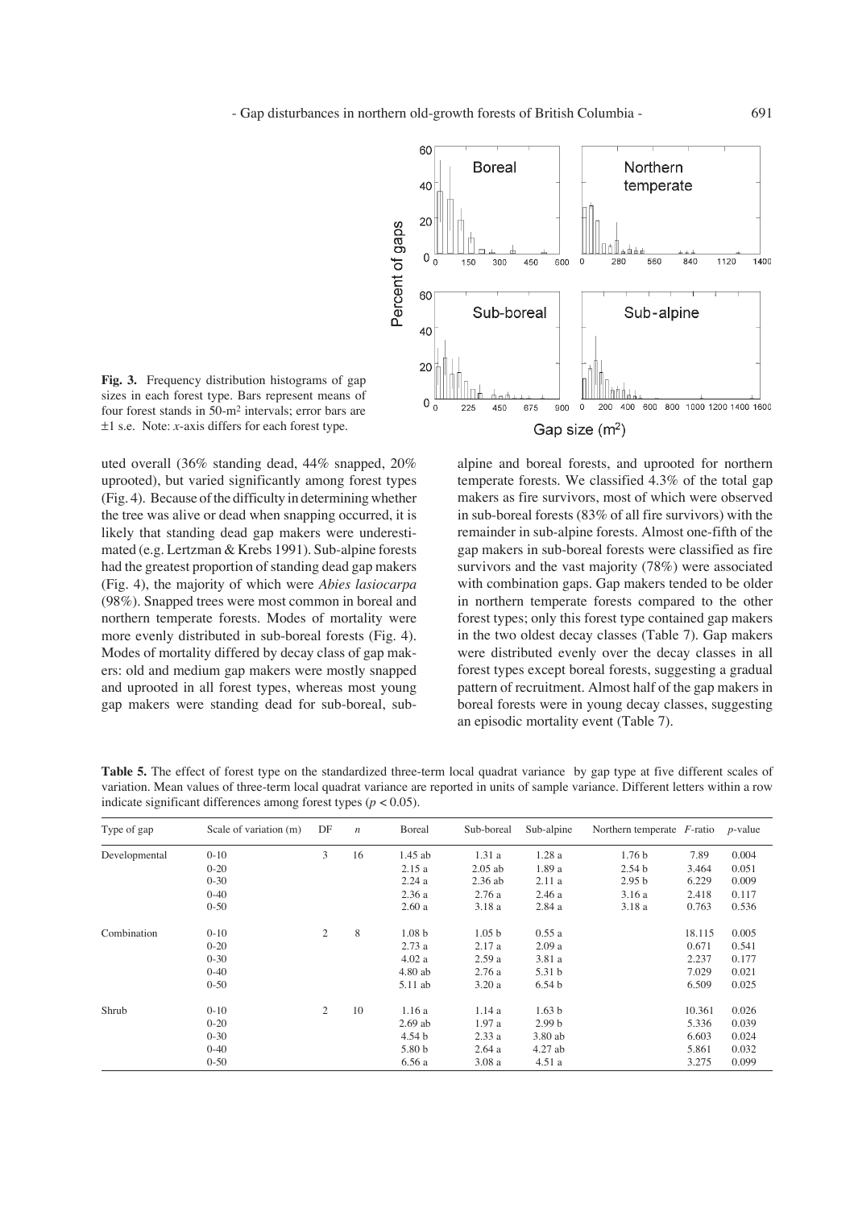Boreal

Northern temperate

Sub-boreal

Sub-alpine

Percent of gaps

60
40
20
0

0 150 300 450 600

0 280 560 840 1120 1400

0 225 450 675 900

0 200 400 600 800 1000 1200 1400 1600

Gap size (m²)

**Fig. 3.** Frequency distribution histograms of gap sizes in each forest type. Bars represent means of four forest stands in 50-m² intervals; error bars are ±1 s.e. Note: *x*-axis differs for each forest type.

uted overall (36% standing dead, 44% snapped, 20% uprooted), but varied significantly among forest types (Fig. 4). Because of the difficulty in determining whether the tree was alive or dead when snapping occurred, it is likely that standing dead gap makers were underestimated (e.g. Lertzman & Krebs 1991). Sub-alpine forests had the greatest proportion of standing dead gap makers (Fig. 4), the majority of which were *Abies lasiocarpa* (98%). Snapped trees were most common in boreal and northern temperate forests. Modes of mortality were more evenly distributed in sub-boreal forests (Fig. 4). Modes of mortality differed by decay class of gap makers: old and medium gap makers were mostly snapped and uprooted in all forest types, whereas most young gap makers were standing dead for sub-boreal, sub-alpine and boreal forests, and uprooted for northern temperate forests. We classified 4.3% of the total gap makers as fire survivors, most of which were observed in sub-boreal forests (83% of all fire survivors) with the remainder in sub-alpine forests. Almost one-fifth of the gap makers in sub-boreal forests were classified as fire survivors and the vast majority (78%) were associated with combination gaps. Gap makers tended to be older in northern temperate forests compared to the other forest types; only this forest type contained gap makers in the two oldest decay classes (Table 7). Gap makers were distributed evenly over the decay classes in all forest types except boreal forests, suggesting a gradual pattern of recruitment. Almost half of the gap makers in boreal forests were in young decay classes, suggesting an episodic mortality event (Table 7).

**Table 5.** The effect of forest type on the standardized three-term local quadrat variance by gap type at five different scales of variation. Mean values of three-term local quadrat variance are reported in units of sample variance. Different letters within a row indicate significant differences among forest types ($p < 0.05$).

| Type of gap | Scale of variation (m) | DF | $n$ | Boreal | Sub-boreal | Sub-alpine | Northern temperate | $F$-ratio | $p$-value |
|---|---|---|---|---|---|---|---|---|---|
| Developmental | 0-10 | 3 | 16 | 1.45 ab | 1.31 a | 1.28 a | 1.76 b | 7.89 | 0.004 |
| | 0-20 | | | 2.15 a | 2.05 ab | 1.89 a | 2.54 b | 3.464 | 0.051 |
| | 0-30 | | | 2.24 a | 2.36 ab | 2.11 a | 2.95 b | 6.229 | 0.009 |
| | 0-40 | | | 2.36 a | 2.76 a | 2.46 a | 3.16 a | 2.418 | 0.117 |
| | 0-50 | | | 2.60 a | 3.18 a | 2.84 a | 3.18 a | 0.763 | 0.536 |
| Combination | 0-10 | 2 | 8 | 1.08 b | 1.05 b | 0.55 a | | 18.115 | 0.005 |
| | 0-20 | | | 2.73 a | 2.17 a | 2.09 a | | 0.671 | 0.541 |
| | 0-30 | | | 4.02 a | 2.59 a | 3.81 a | | 2.237 | 0.177 |
| | 0-40 | | | 4.80 ab | 2.76 a | 5.31 b | | 7.029 | 0.021 |
| | 0-50 | | | 5.11 ab | 3.20 a | 6.54 b | | 6.509 | 0.025 |
| Shrub | 0-10 | 2 | 10 | 1.16 a | 1.14 a | 1.63 b | | 10.361 | 0.026 |
| | 0-20 | | | 2.69 ab | 1.97 a | 2.99 b | | 5.336 | 0.039 |
| | 0-30 | | | 4.54 b | 2.33 a | 3.80 ab | | 6.603 | 0.024 |
| | 0-40 | | | 5.80 b | 2.64 a | 4.27 ab | | 5.861 | 0.032 |
| | 0-50 | | | 6.56 a | 3.08 a | 4.51 a | | 3.275 | 0.099 |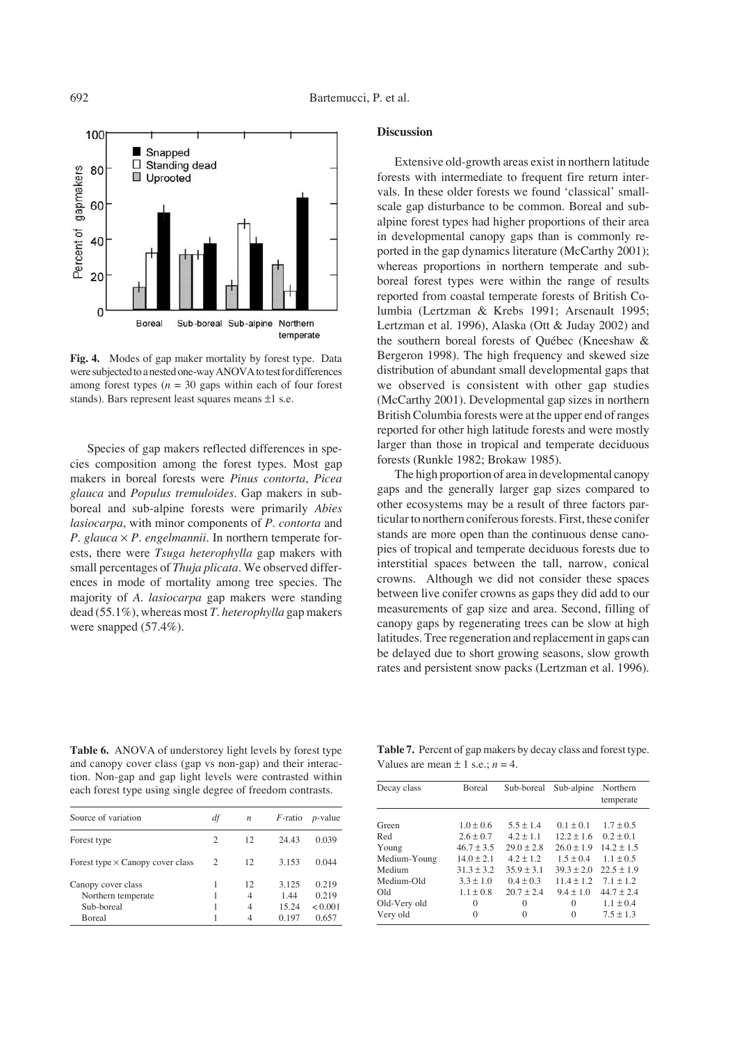100
80
60
40
20
0

Percent of gapmakers

Snapped
Standing dead
Uprooted

Boreal Sub-boreal Sub-alpine Northern temperate

**Fig. 4.** Modes of gap maker mortality by forest type. Data were subjected to a nested one-way ANOVA to test for differences among forest types ($n$ = 30 gaps within each of four forest stands). Bars represent least squares means ±1 s.e.

Species of gap makers reflected differences in species composition among the forest types. Most gap makers in boreal forests were *Pinus contorta*, *Picea glauca* and *Populus tremuloides*. Gap makers in sub-boreal and sub-alpine forests were primarily *Abies lasiocarpa*, with minor components of *P. contorta* and *P. glauca* × *P. engelmannii*. In northern temperate forests, there were *Tsuga heterophylla* gap makers with small percentages of *Thuja plicata*. We observed differences in mode of mortality among tree species. The majority of *A. lasiocarpa* gap makers were standing dead (55.1%), whereas most *T. heterophylla* gap makers were snapped (57.4%).

## Discussion

Extensive old-growth areas exist in northern latitude forests with intermediate to frequent fire return intervals. In these older forests we found 'classical' small-scale gap disturbance to be common. Boreal and sub-alpine forest types had higher proportions of their area in developmental canopy gaps than is commonly reported in the gap dynamics literature (McCarthy 2001); whereas proportions in northern temperate and sub-boreal forest types were within the range of results reported from coastal temperate forests of British Columbia (Lertzman & Krebs 1991; Arsenault 1995; Lertzman et al. 1996), Alaska (Ott & Juday 2002) and the southern boreal forests of Québec (Kneeshaw & Bergeron 1998). The high frequency and skewed size distribution of abundant small developmental gaps that we observed is consistent with other gap studies (McCarthy 2001). Developmental gap sizes in northern British Columbia forests were at the upper end of ranges reported for other high latitude forests and were mostly larger than those in tropical and temperate deciduous forests (Runkle 1982; Brokaw 1985).

The high proportion of area in developmental canopy gaps and the generally larger gap sizes compared to other ecosystems may be a result of three factors particular to northern coniferous forests. First, these conifer stands are more open than the continuous dense canopies of tropical and temperate deciduous forests due to interstitial spaces between the tall, narrow, conical crowns. Although we did not consider these spaces between live conifer crowns as gaps they did add to our measurements of gap size and area. Second, filling of canopy gaps by regenerating trees can be slow at high latitudes. Tree regeneration and replacement in gaps can be delayed due to short growing seasons, slow growth rates and persistent snow packs (Lertzman et al. 1996).

**Table 6.** ANOVA of understorey light levels by forest type and canopy cover class (gap vs non-gap) and their interaction. Non-gap and gap light levels were contrasted within each forest type using single degree of freedom contrasts.

| Source of variation | *df* | *n* | *F*-ratio | *p*-value |
|---|---|---|---|---|
| Forest type | 2 | 12 | 24.43 | 0.039 |
| Forest type × Canopy cover class | 2 | 12 | 3.153 | 0.044 |
| Canopy cover class | 1 | 12 | 3.125 | 0.219 |
| Northern temperate | 1 | 4 | 1.44 | 0.219 |
| Sub-boreal | 1 | 4 | 15.24 | < 0.001 |
| Boreal | 1 | 4 | 0.197 | 0.657 |

**Table 7.** Percent of gap makers by decay class and forest type. Values are mean ± 1 s.e.; $n$ = 4.

| Decay class | Boreal | Sub-boreal | Sub-alpine | Northern temperate |
|---|---|---|---|---|
| Green | 1.0 ± 0.6 | 5.5 ± 1.4 | 0.1 ± 0.1 | 1.7 ± 0.5 |
| Red | 2.6 ± 0.7 | 4.2 ± 1.1 | 12.2 ± 1.6 | 0.2 ± 0.1 |
| Young | 46.7 ± 3.5 | 29.0 ± 2.8 | 26.0 ± 1.9 | 14.2 ± 1.5 |
| Medium-Young | 14.0 ± 2.1 | 4.2 ± 1.2 | 1.5 ± 0.4 | 1.1 ± 0.5 |
| Medium | 31.3 ± 3.2 | 35.9 ± 3.1 | 39.3 ± 2.0 | 22.5 ± 1.9 |
| Medium-Old | 3.3 ± 1.0 | 0.4 ± 0.3 | 11.4 ± 1.2 | 7.1 ± 1.2 |
| Old | 1.1 ± 0.8 | 20.7 ± 2.4 | 9.4 ± 1.0 | 44.7 ± 2.4 |
| Old-Very old | 0 | 0 | 0 | 1.1 ± 0.4 |
| Very old | 0 | 0 | 0 | 7.5 ± 1.3 |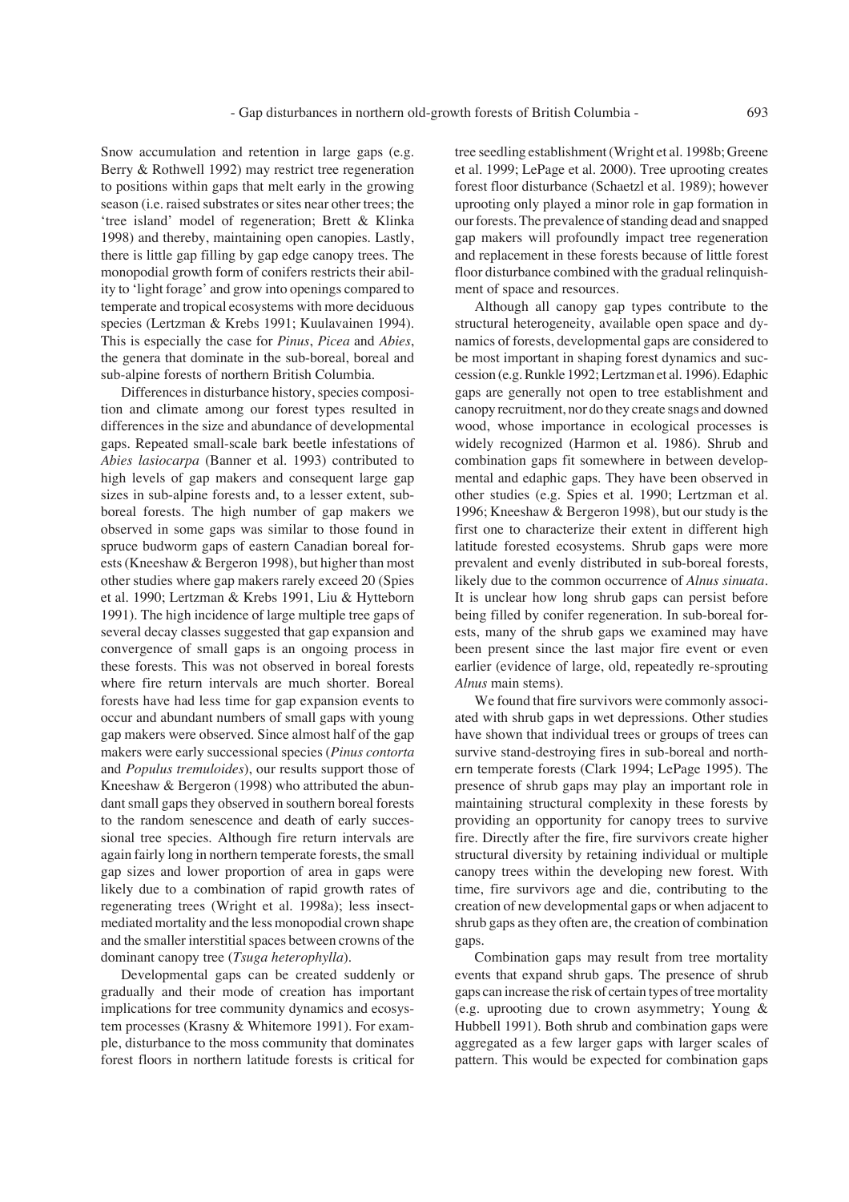Snow accumulation and retention in large gaps (e.g. Berry & Rothwell 1992) may restrict tree regeneration to positions within gaps that melt early in the growing season (i.e. raised substrates or sites near other trees; the 'tree island' model of regeneration; Brett & Klinka 1998) and thereby, maintaining open canopies. Lastly, there is little gap filling by gap edge canopy trees. The monopodial growth form of conifers restricts their ability to 'light forage' and grow into openings compared to temperate and tropical ecosystems with more deciduous species (Lertzman & Krebs 1991; Kuulavainen 1994). This is especially the case for *Pinus*, *Picea* and *Abies*, the genera that dominate in the sub-boreal, boreal and sub-alpine forests of northern British Columbia.

Differences in disturbance history, species composition and climate among our forest types resulted in differences in the size and abundance of developmental gaps. Repeated small-scale bark beetle infestations of *Abies lasiocarpa* (Banner et al. 1993) contributed to high levels of gap makers and consequent large gap sizes in sub-alpine forests and, to a lesser extent, sub-boreal forests. The high number of gap makers we observed in some gaps was similar to those found in spruce budworm gaps of eastern Canadian boreal forests (Kneeshaw & Bergeron 1998), but higher than most other studies where gap makers rarely exceed 20 (Spies et al. 1990; Lertzman & Krebs 1991, Liu & Hytteborn 1991). The high incidence of large multiple tree gaps of several decay classes suggested that gap expansion and convergence of small gaps is an ongoing process in these forests. This was not observed in boreal forests where fire return intervals are much shorter. Boreal forests have had less time for gap expansion events to occur and abundant numbers of small gaps with young gap makers were observed. Since almost half of the gap makers were early successional species (*Pinus contorta* and *Populus tremuloides*), our results support those of Kneeshaw & Bergeron (1998) who attributed the abundant small gaps they observed in southern boreal forests to the random senescence and death of early successional tree species. Although fire return intervals are again fairly long in northern temperate forests, the small gap sizes and lower proportion of area in gaps were likely due to a combination of rapid growth rates of regenerating trees (Wright et al. 1998a); less insect-mediated mortality and the less monopodial crown shape and the smaller interstitial spaces between crowns of the dominant canopy tree (*Tsuga heterophylla*).

Developmental gaps can be created suddenly or gradually and their mode of creation has important implications for tree community dynamics and ecosystem processes (Krasny & Whitemore 1991). For example, disturbance to the moss community that dominates forest floors in northern latitude forests is critical for tree seedling establishment (Wright et al. 1998b; Greene et al. 1999; LePage et al. 2000). Tree uprooting creates forest floor disturbance (Schaetzl et al. 1989); however uprooting only played a minor role in gap formation in our forests. The prevalence of standing dead and snapped gap makers will profoundly impact tree regeneration and replacement in these forests because of little forest floor disturbance combined with the gradual relinquishment of space and resources.

Although all canopy gap types contribute to the structural heterogeneity, available open space and dynamics of forests, developmental gaps are considered to be most important in shaping forest dynamics and succession (e.g. Runkle 1992; Lertzman et al. 1996). Edaphic gaps are generally not open to tree establishment and canopy recruitment, nor do they create snags and downed wood, whose importance in ecological processes is widely recognized (Harmon et al. 1986). Shrub and combination gaps fit somewhere in between developmental and edaphic gaps. They have been observed in other studies (e.g. Spies et al. 1990; Lertzman et al. 1996; Kneeshaw & Bergeron 1998), but our study is the first one to characterize their extent in different high latitude forested ecosystems. Shrub gaps were more prevalent and evenly distributed in sub-boreal forests, likely due to the common occurrence of *Alnus sinuata*. It is unclear how long shrub gaps can persist before being filled by conifer regeneration. In sub-boreal forests, many of the shrub gaps we examined may have been present since the last major fire event or even earlier (evidence of large, old, repeatedly re-sprouting *Alnus* main stems).

We found that fire survivors were commonly associated with shrub gaps in wet depressions. Other studies have shown that individual trees or groups of trees can survive stand-destroying fires in sub-boreal and northern temperate forests (Clark 1994; LePage 1995). The presence of shrub gaps may play an important role in maintaining structural complexity in these forests by providing an opportunity for canopy trees to survive fire. Directly after the fire, fire survivors create higher structural diversity by retaining individual or multiple canopy trees within the developing new forest. With time, fire survivors age and die, contributing to the creation of new developmental gaps or when adjacent to shrub gaps as they often are, the creation of combination gaps.

Combination gaps may result from tree mortality events that expand shrub gaps. The presence of shrub gaps can increase the risk of certain types of tree mortality (e.g. uprooting due to crown asymmetry; Young & Hubbell 1991). Both shrub and combination gaps were aggregated as a few larger gaps with larger scales of pattern. This would be expected for combination gaps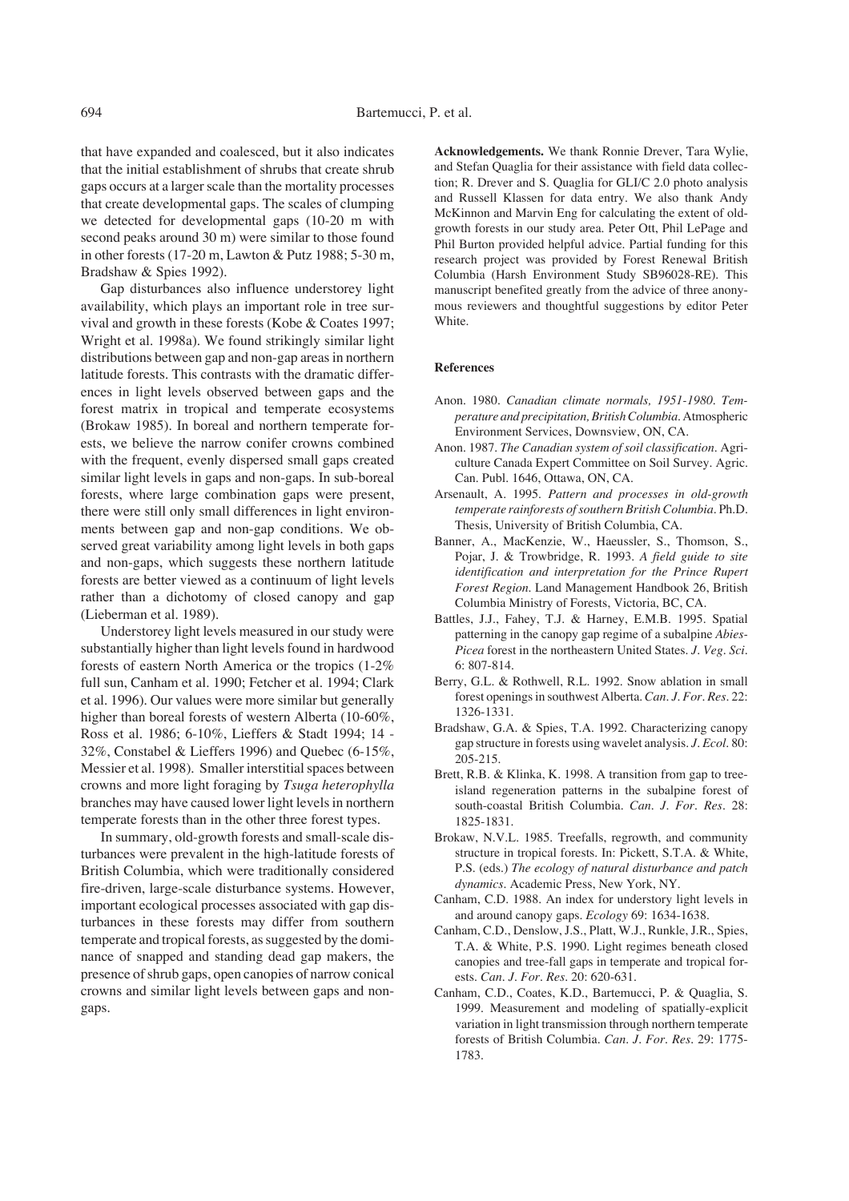that have expanded and coalesced, but it also indicates that the initial establishment of shrubs that create shrub gaps occurs at a larger scale than the mortality processes that create developmental gaps. The scales of clumping we detected for developmental gaps (10-20 m with second peaks around 30 m) were similar to those found in other forests (17-20 m, Lawton & Putz 1988; 5-30 m, Bradshaw & Spies 1992).

Gap disturbances also influence understorey light availability, which plays an important role in tree survival and growth in these forests (Kobe & Coates 1997; Wright et al. 1998a). We found strikingly similar light distributions between gap and non-gap areas in northern latitude forests. This contrasts with the dramatic differences in light levels observed between gaps and the forest matrix in tropical and temperate ecosystems (Brokaw 1985). In boreal and northern temperate forests, we believe the narrow conifer crowns combined with the frequent, evenly dispersed small gaps created similar light levels in gaps and non-gaps. In sub-boreal forests, where large combination gaps were present, there were still only small differences in light environments between gap and non-gap conditions. We observed great variability among light levels in both gaps and non-gaps, which suggests these northern latitude forests are better viewed as a continuum of light levels rather than a dichotomy of closed canopy and gap (Lieberman et al. 1989).

Understorey light levels measured in our study were substantially higher than light levels found in hardwood forests of eastern North America or the tropics (1-2% full sun, Canham et al. 1990; Fetcher et al. 1994; Clark et al. 1996). Our values were more similar but generally higher than boreal forests of western Alberta (10-60%, Ross et al. 1986; 6-10%, Lieffers & Stadt 1994; 14 - 32%, Constabel & Lieffers 1996) and Quebec (6-15%, Messier et al. 1998). Smaller interstitial spaces between crowns and more light foraging by *Tsuga heterophylla* branches may have caused lower light levels in northern temperate forests than in the other three forest types.

In summary, old-growth forests and small-scale disturbances were prevalent in the high-latitude forests of British Columbia, which were traditionally considered fire-driven, large-scale disturbance systems. However, important ecological processes associated with gap disturbances in these forests may differ from southern temperate and tropical forests, as suggested by the dominance of snapped and standing dead gap makers, the presence of shrub gaps, open canopies of narrow conical crowns and similar light levels between gaps and non-gaps.

**Acknowledgements.** We thank Ronnie Drever, Tara Wylie, and Stefan Quaglia for their assistance with field data collection; R. Drever and S. Quaglia for GLI/C 2.0 photo analysis and Russell Klassen for data entry. We also thank Andy McKinnon and Marvin Eng for calculating the extent of old-growth forests in our study area. Peter Ott, Phil LePage and Phil Burton provided helpful advice. Partial funding for this research project was provided by Forest Renewal British Columbia (Harsh Environment Study SB96028-RE). This manuscript benefited greatly from the advice of three anonymous reviewers and thoughtful suggestions by editor Peter White.

#### References

Anon. 1980. *Canadian climate normals, 1951-1980. Temperature and precipitation, British Columbia.* Atmospheric Environment Services, Downsview, ON, CA.

Anon. 1987. *The Canadian system of soil classification.* Agriculture Canada Expert Committee on Soil Survey. Agric. Can. Publ. 1646, Ottawa, ON, CA.

Arsenault, A. 1995. *Pattern and processes in old-growth temperate rainforests of southern British Columbia.* Ph.D. Thesis, University of British Columbia, CA.

Banner, A., MacKenzie, W., Haeussler, S., Thomson, S., Pojar, J. & Trowbridge, R. 1993. *A field guide to site identification and interpretation for the Prince Rupert Forest Region.* Land Management Handbook 26, British Columbia Ministry of Forests, Victoria, BC, CA.

Battles, J.J., Fahey, T.J. & Harney, E.M.B. 1995. Spatial patterning in the canopy gap regime of a subalpine *Abies-Picea* forest in the northeastern United States. *J. Veg. Sci.* 6: 807-814.

Berry, G.L. & Rothwell, R.L. 1992. Snow ablation in small forest openings in southwest Alberta. *Can. J. For. Res.* 22: 1326-1331.

Bradshaw, G.A. & Spies, T.A. 1992. Characterizing canopy gap structure in forests using wavelet analysis. *J. Ecol.* 80: 205-215.

Brett, R.B. & Klinka, K. 1998. A transition from gap to tree-island regeneration patterns in the subalpine forest of south-coastal British Columbia. *Can. J. For. Res.* 28: 1825-1831.

Brokaw, N.V.L. 1985. Treefalls, regrowth, and community structure in tropical forests. In: Pickett, S.T.A. & White, P.S. (eds.) *The ecology of natural disturbance and patch dynamics.* Academic Press, New York, NY.

Canham, C.D. 1988. An index for understory light levels in and around canopy gaps. *Ecology* 69: 1634-1638.

Canham, C.D., Denslow, J.S., Platt, W.J., Runkle, J.R., Spies, T.A. & White, P.S. 1990. Light regimes beneath closed canopies and tree-fall gaps in temperate and tropical forests. *Can. J. For. Res.* 20: 620-631.

Canham, C.D., Coates, K.D., Bartemucci, P. & Quaglia, S. 1999. Measurement and modeling of spatially-explicit variation in light transmission through northern temperate forests of British Columbia. *Can. J. For. Res.* 29: 1775-1783.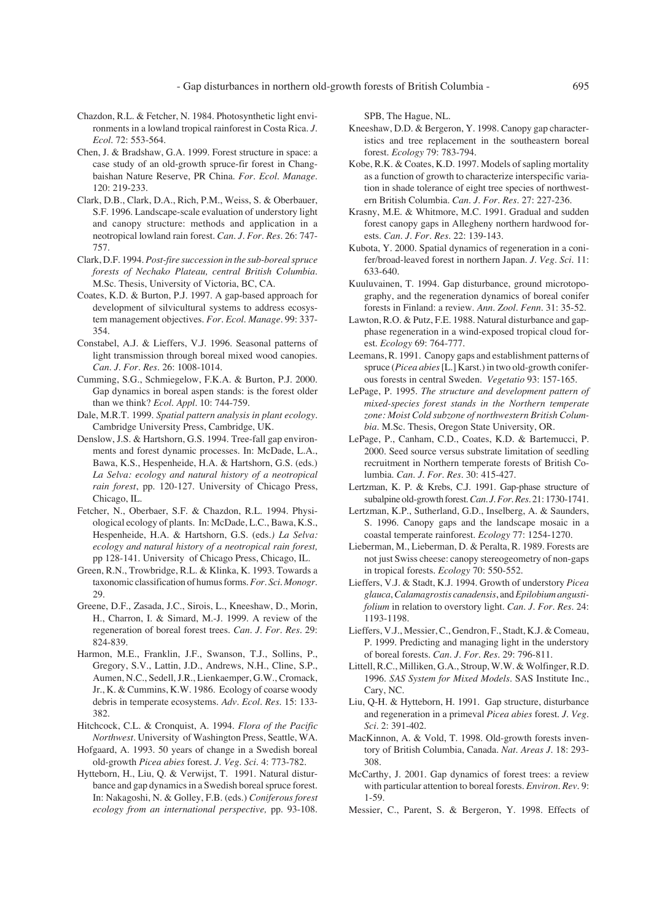Chazdon, R.L. & Fetcher, N. 1984. Photosynthetic light environments in a lowland tropical rainforest in Costa Rica. *J. Ecol.* 72: 553-564.

Chen, J. & Bradshaw, G.A. 1999. Forest structure in space: a case study of an old-growth spruce-fir forest in Changbaishan Nature Reserve, PR China. *For. Ecol. Manage.* 120: 219-233.

Clark, D.B., Clark, D.A., Rich, P.M., Weiss, S. & Oberbauer, S.F. 1996. Landscape-scale evaluation of understory light and canopy structure: methods and application in a neotropical lowland rain forest. *Can. J. For. Res.* 26: 747-757.

Clark, D.F. 1994. *Post-fire succession in the sub-boreal spruce forests of Nechako Plateau, central British Columbia.* M.Sc. Thesis, University of Victoria, BC, CA.

Coates, K.D. & Burton, P.J. 1997. A gap-based approach for development of silvicultural systems to address ecosystem management objectives. *For. Ecol. Manage.* 99: 337-354.

Constabel, A.J. & Lieffers, V.J. 1996. Seasonal patterns of light transmission through boreal mixed wood canopies. *Can. J. For. Res.* 26: 1008-1014.

Cumming, S.G., Schmiegelow, F.K.A. & Burton, P.J. 2000. Gap dynamics in boreal aspen stands: is the forest older than we think? *Ecol. Appl.* 10: 744-759.

Dale, M.R.T. 1999. *Spatial pattern analysis in plant ecology.* Cambridge University Press, Cambridge, UK.

Denslow, J.S. & Hartshorn, G.S. 1994. Tree-fall gap environments and forest dynamic processes. In: McDade, L.A., Bawa, K.S., Hespenheide, H.A. & Hartshorn, G.S. (eds.) *La Selva: ecology and natural history of a neotropical rain forest*, pp. 120-127. University of Chicago Press, Chicago, IL.

Fetcher, N., Oberbaer, S.F. & Chazdon, R.L. 1994. Physiological ecology of plants. In: McDade, L.C., Bawa, K.S., Hespenheide, H.A. & Hartshorn, G.S. (eds.) *La Selva: ecology and natural history of a neotropical rain forest,* pp 128-141. University of Chicago Press, Chicago, IL.

Green, R.N., Trowbridge, R.L. & Klinka, K. 1993. Towards a taxonomic classification of humus forms. *For. Sci. Monogr.* 29.

Greene, D.F., Zasada, J.C., Sirois, L., Kneeshaw, D., Morin, H., Charron, I. & Simard, M.-J. 1999. A review of the regeneration of boreal forest trees. *Can. J. For. Res.* 29: 824-839.

Harmon, M.E., Franklin, J.F., Swanson, T.J., Sollins, P., Gregory, S.V., Lattin, J.D., Andrews, N.H., Cline, S.P., Aumen, N.C., Sedell, J.R., Lienkaemper, G.W., Cromack, Jr., K. & Cummins, K.W. 1986. Ecology of coarse woody debris in temperate ecosystems. *Adv. Ecol. Res.* 15: 133-382.

Hitchcock, C.L. & Cronquist, A. 1994. *Flora of the Pacific Northwest.* University of Washington Press, Seattle, WA.

Hofgaard, A. 1993. 50 years of change in a Swedish boreal old-growth *Picea abies* forest. *J. Veg. Sci.* 4: 773-782.

Hytteborn, H., Liu, Q. & Verwijst, T. 1991. Natural disturbance and gap dynamics in a Swedish boreal spruce forest. In: Nakagoshi, N. & Golley, F.B. (eds.) *Coniferous forest ecology from an international perspective,* pp. 93-108. SPB, The Hague, NL.

Kneeshaw, D.D. & Bergeron, Y. 1998. Canopy gap characteristics and tree replacement in the southeastern boreal forest. *Ecology* 79: 783-794.

Kobe, R.K. & Coates, K.D. 1997. Models of sapling mortality as a function of growth to characterize interspecific variation in shade tolerance of eight tree species of northwestern British Columbia. *Can. J. For. Res.* 27: 227-236.

Krasny, M.E. & Whitmore, M.C. 1991. Gradual and sudden forest canopy gaps in Allegheny northern hardwood forests. *Can. J. For. Res.* 22: 139-143.

Kubota, Y. 2000. Spatial dynamics of regeneration in a conifer/broad-leaved forest in northern Japan. *J. Veg. Sci.* 11: 633-640.

Kuuluvainen, T. 1994. Gap disturbance, ground microtopography, and the regeneration dynamics of boreal conifer forests in Finland: a review. *Ann. Zool. Fenn.* 31: 35-52.

Lawton, R.O. & Putz, F.E. 1988. Natural disturbance and gap-phase regeneration in a wind-exposed tropical cloud forest. *Ecology* 69: 764-777.

Leemans, R. 1991. Canopy gaps and establishment patterns of spruce (*Picea abies* [L.] Karst.) in two old-growth coniferous forests in central Sweden. *Vegetatio* 93: 157-165.

LePage, P. 1995. *The structure and development pattern of mixed-species forest stands in the Northern temperate zone: Moist Cold subzone of northwestern British Columbia.* M.Sc. Thesis, Oregon State University, OR.

LePage, P., Canham, C.D., Coates, K.D. & Bartemucci, P. 2000. Seed source versus substrate limitation of seedling recruitment in Northern temperate forests of British Columbia. *Can. J. For. Res.* 30: 415-427.

Lertzman, K. P. & Krebs, C.J. 1991. Gap-phase structure of subalpine old-growth forest. *Can. J. For. Res.* 21: 1730-1741.

Lertzman, K.P., Sutherland, G.D., Inselberg, A. & Saunders, S. 1996. Canopy gaps and the landscape mosaic in a coastal temperate rainforest. *Ecology* 77: 1254-1270.

Lieberman, M., Lieberman, D. & Peralta, R. 1989. Forests are not just Swiss cheese: canopy stereogeometry of non-gaps in tropical forests. *Ecology* 70: 550-552.

Lieffers, V.J. & Stadt, K.J. 1994. Growth of understory *Picea glauca*, *Calamagrostis canadensis*, and *Epilobium angustifolium* in relation to overstory light. *Can. J. For. Res.* 24: 1193-1198.

Lieffers, V.J., Messier, C., Gendron, F., Stadt, K.J. & Comeau, P. 1999. Predicting and managing light in the understory of boreal forests. *Can. J. For. Res.* 29: 796-811.

Littell, R.C., Milliken, G.A., Stroup, W.W. & Wolfinger, R.D. 1996. *SAS System for Mixed Models.* SAS Institute Inc., Cary, NC.

Liu, Q-H. & Hytteborn, H. 1991. Gap structure, disturbance and regeneration in a primeval *Picea abies* forest. *J. Veg. Sci.* 2: 391-402.

MacKinnon, A. & Vold, T. 1998. Old-growth forests inventory of British Columbia, Canada. *Nat. Areas J.* 18: 293-308.

McCarthy, J. 2001. Gap dynamics of forest trees: a review with particular attention to boreal forests. *Environ. Rev.* 9: 1-59.

Messier, C., Parent, S. & Bergeron, Y. 1998. Effects of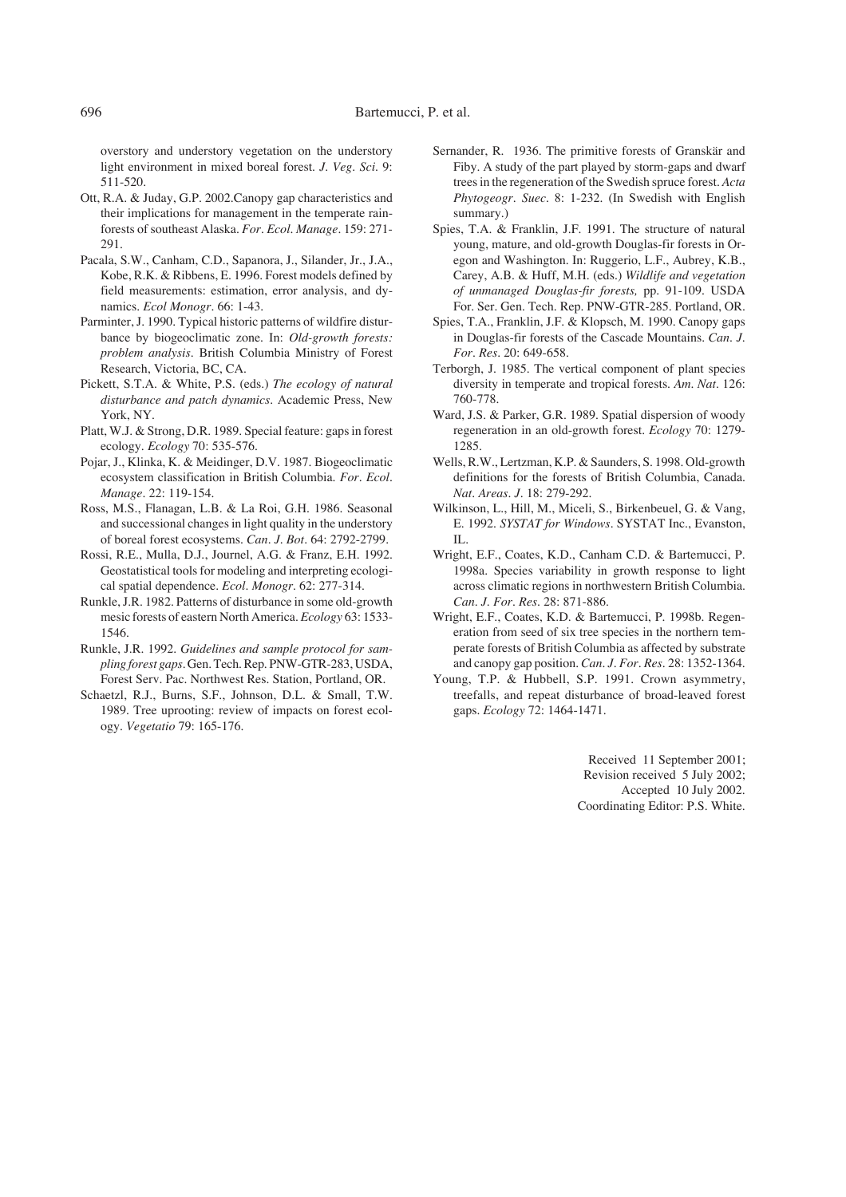overstory and understory vegetation on the understory light environment in mixed boreal forest. *J. Veg. Sci.* 9: 511-520.

Ott, R.A. & Juday, G.P. 2002.Canopy gap characteristics and their implications for management in the temperate rainforests of southeast Alaska. *For. Ecol. Manage.* 159: 271-291.

Pacala, S.W., Canham, C.D., Sapanora, J., Silander, Jr., J.A., Kobe, R.K. & Ribbens, E. 1996. Forest models defined by field measurements: estimation, error analysis, and dynamics. *Ecol Monogr.* 66: 1-43.

Parminter, J. 1990. Typical historic patterns of wildfire disturbance by biogeoclimatic zone. In: *Old-growth forests: problem analysis*. British Columbia Ministry of Forest Research, Victoria, BC, CA.

Pickett, S.T.A. & White, P.S. (eds.) *The ecology of natural disturbance and patch dynamics*. Academic Press, New York, NY.

Platt, W.J. & Strong, D.R. 1989. Special feature: gaps in forest ecology. *Ecology* 70: 535-576.

Pojar, J., Klinka, K. & Meidinger, D.V. 1987. Biogeoclimatic ecosystem classification in British Columbia. *For. Ecol. Manage.* 22: 119-154.

Ross, M.S., Flanagan, L.B. & La Roi, G.H. 1986. Seasonal and successional changes in light quality in the understory of boreal forest ecosystems. *Can. J. Bot.* 64: 2792-2799.

Rossi, R.E., Mulla, D.J., Journel, A.G. & Franz, E.H. 1992. Geostatistical tools for modeling and interpreting ecological spatial dependence. *Ecol. Monogr.* 62: 277-314.

Runkle, J.R. 1982. Patterns of disturbance in some old-growth mesic forests of eastern North America. *Ecology* 63: 1533-1546.

Runkle, J.R. 1992. *Guidelines and sample protocol for sampling forest gaps*. Gen. Tech. Rep. PNW-GTR-283, USDA, Forest Serv. Pac. Northwest Res. Station, Portland, OR.

Schaetzl, R.J., Burns, S.F., Johnson, D.L. & Small, T.W. 1989. Tree uprooting: review of impacts on forest ecology. *Vegetatio* 79: 165-176.

Sernander, R. 1936. The primitive forests of Granskär and Fiby. A study of the part played by storm-gaps and dwarf trees in the regeneration of the Swedish spruce forest. *Acta Phytogeogr. Suec.* 8: 1-232. (In Swedish with English summary.)

Spies, T.A. & Franklin, J.F. 1991. The structure of natural young, mature, and old-growth Douglas-fir forests in Oregon and Washington. In: Ruggerio, L.F., Aubrey, K.B., Carey, A.B. & Huff, M.H. (eds.) *Wildlife and vegetation of unmanaged Douglas-fir forests,* pp. 91-109. USDA For. Ser. Gen. Tech. Rep. PNW-GTR-285. Portland, OR.

Spies, T.A., Franklin, J.F. & Klopsch, M. 1990. Canopy gaps in Douglas-fir forests of the Cascade Mountains. *Can. J. For. Res.* 20: 649-658.

Terborgh, J. 1985. The vertical component of plant species diversity in temperate and tropical forests. *Am. Nat.* 126: 760-778.

Ward, J.S. & Parker, G.R. 1989. Spatial dispersion of woody regeneration in an old-growth forest. *Ecology* 70: 1279-1285.

Wells, R.W., Lertzman, K.P. & Saunders, S. 1998. Old-growth definitions for the forests of British Columbia, Canada. *Nat. Areas. J.* 18: 279-292.

Wilkinson, L., Hill, M., Miceli, S., Birkenbeuel, G. & Vang, E. 1992. *SYSTAT for Windows*. SYSTAT Inc., Evanston, IL.

Wright, E.F., Coates, K.D., Canham C.D. & Bartemucci, P. 1998a. Species variability in growth response to light across climatic regions in northwestern British Columbia. *Can. J. For. Res.* 28: 871-886.

Wright, E.F., Coates, K.D. & Bartemucci, P. 1998b. Regeneration from seed of six tree species in the northern temperate forests of British Columbia as affected by substrate and canopy gap position. *Can. J. For. Res.* 28: 1352-1364.

Young, T.P. & Hubbell, S.P. 1991. Crown asymmetry, treefalls, and repeat disturbance of broad-leaved forest gaps. *Ecology* 72: 1464-1471.

Received 11 September 2001;
Revision received 5 July 2002;
Accepted 10 July 2002.
Coordinating Editor: P.S. White.